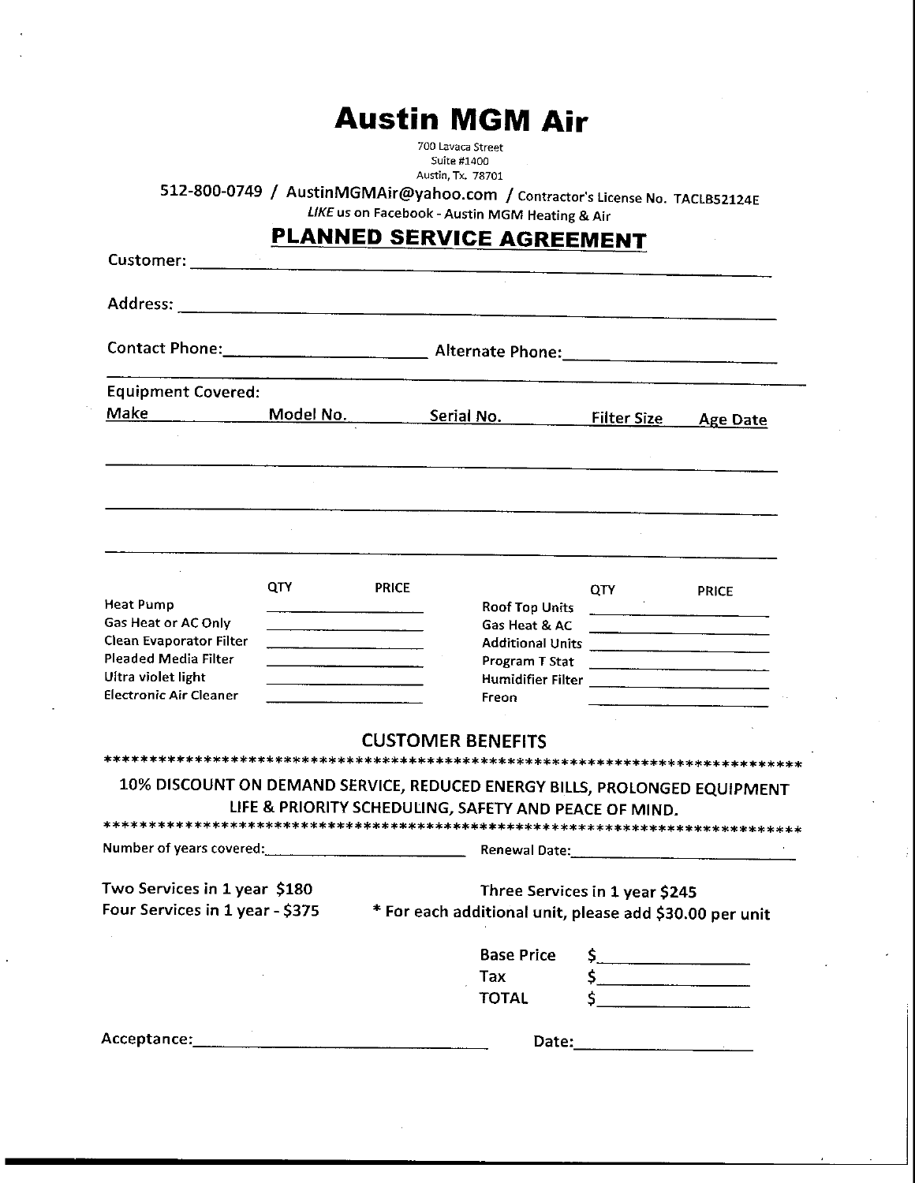# Austin MGM Air

700 Lavaca Street
Suite #1400
Austin, Tx. 78701

512-800-0749 / AustinMGMAir@yahoo.com / Contractor's License No. TACLB52124E

*LIKE* us on Facebook - Austin MGM Heating & Air

## PLANNED SERVICE AGREEMENT

Customer: ____________________________________________

Address: ____________________________________________

Contact Phone: ____________________ Alternate Phone: ____________________

Equipment Covered:

| Make | Model No. | Serial No. | Filter Size | Age Date |
|---|---|---|---|---|
| | | | | |
| | | | | |
| | | | | |

| | QTY | PRICE | | QTY | PRICE |
|---|---|---|---|---|---|
| Heat Pump | | | Roof Top Units | | |
| Gas Heat or AC Only | | | Gas Heat & AC | | |
| Clean Evaporator Filter | | | Additional Units | | |
| Pleaded Media Filter | | | Program T Stat | | |
| Ultra violet light | | | Humidifier Filter | | |
| Electronic Air Cleaner | | | Freon | | |

### CUSTOMER BENEFITS

*******************************************************************************

10% DISCOUNT ON DEMAND SERVICE, REDUCED ENERGY BILLS, PROLONGED EQUIPMENT LIFE & PRIORITY SCHEDULING, SAFETY AND PEACE OF MIND.

*******************************************************************************

Number of years covered: ____________________ Renewal Date: ____________________

Two Services in 1 year $180

Three Services in 1 year $245

Four Services in 1 year - $375

* For each additional unit, please add $30.00 per unit

| | |
|---|---|
| Base Price | $ |
| Tax | $ |
| TOTAL | $ |

Acceptance: ______________________________ Date: ____________________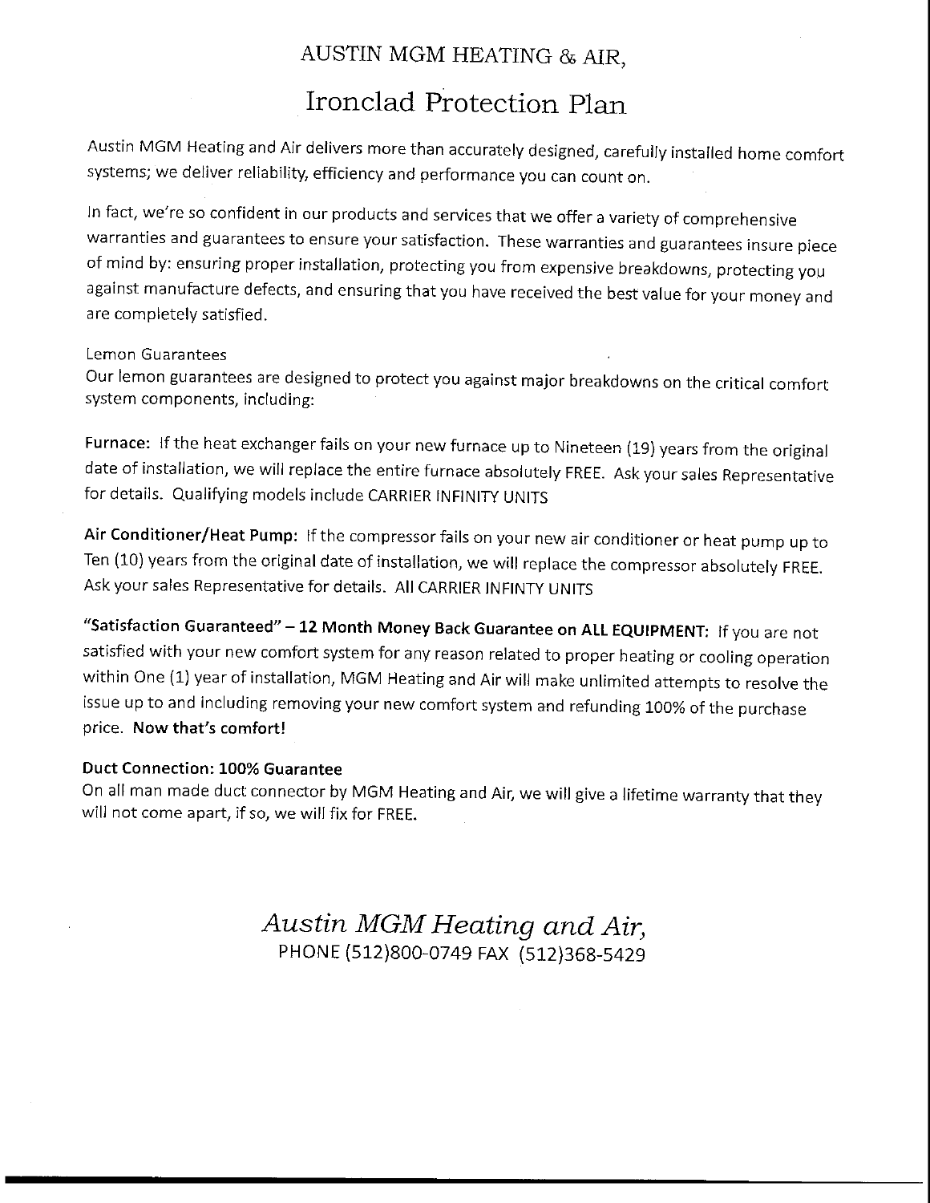# AUSTIN MGM HEATING & AIR,

## Ironclad Protection Plan

Austin MGM Heating and Air delivers more than accurately designed, carefully installed home comfort systems; we deliver reliability, efficiency and performance you can count on.

In fact, we're so confident in our products and services that we offer a variety of comprehensive warranties and guarantees to ensure your satisfaction. These warranties and guarantees insure piece of mind by: ensuring proper installation, protecting you from expensive breakdowns, protecting you against manufacture defects, and ensuring that you have received the best value for your money and are completely satisfied.

Lemon Guarantees
Our lemon guarantees are designed to protect you against major breakdowns on the critical comfort system components, including:

**Furnace:** If the heat exchanger fails on your new furnace up to Nineteen (19) years from the original date of installation, we will replace the entire furnace absolutely FREE. Ask your sales Representative for details. Qualifying models include CARRIER INFINITY UNITS

**Air Conditioner/Heat Pump:** If the compressor fails on your new air conditioner or heat pump up to Ten (10) years from the original date of installation, we will replace the compressor absolutely FREE. Ask your sales Representative for details. All CARRIER INFINTY UNITS

**"Satisfaction Guaranteed" – 12 Month Money Back Guarantee on ALL EQUIPMENT:** If you are not satisfied with your new comfort system for any reason related to proper heating or cooling operation within One (1) year of installation, MGM Heating and Air will make unlimited attempts to resolve the issue up to and including removing your new comfort system and refunding 100% of the purchase price. **Now that's comfort!**

**Duct Connection: 100% Guarantee**
On all man made duct connector by MGM Heating and Air, we will give a lifetime warranty that they will not come apart, if so, we will fix for FREE.

*Austin MGM Heating and Air,*
PHONE (512)800-0749 FAX (512)368-5429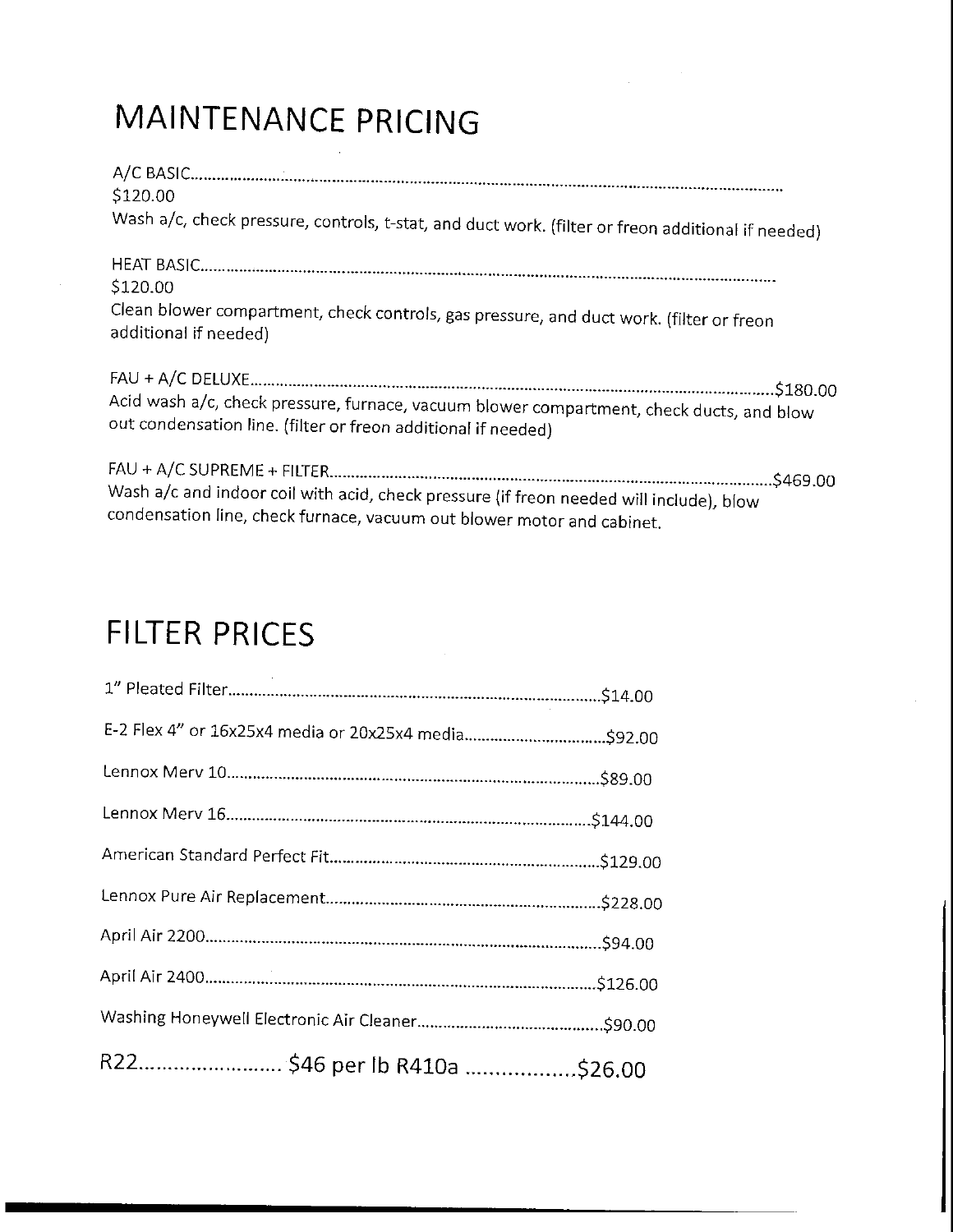# MAINTENANCE PRICING

A/C BASIC...............................................................................................................................................
$120.00
Wash a/c, check pressure, controls, t-stat, and duct work. (filter or freon additional if needed)

HEAT BASIC...........................................................................................................................................
$120.00
Clean blower compartment, check controls, gas pressure, and duct work. (filter or freon additional if needed)

FAU + A/C DELUXE..........................................................................................................................$180.00
Acid wash a/c, check pressure, furnace, vacuum blower compartment, check ducts, and blow out condensation line. (filter or freon additional if needed)

FAU + A/C SUPREME + FILTER..........................................................................................................$469.00
Wash a/c and indoor coil with acid, check pressure (if freon needed will include), blow condensation line, check furnace, vacuum out blower motor and cabinet.

# FILTER PRICES

1" Pleated Filter........................................................................................$14.00

E-2 Flex 4" or 16x25x4 media or 20x25x4 media..................................$92.00

Lennox Merv 10........................................................................................$89.00

Lennox Merv 16....................................................................................$144.00

American Standard Perfect Fit...............................................................$129.00

Lennox Pure Air Replacement................................................................$228.00

April Air 2200............................................................................................$94.00

April Air 2400..........................................................................................$126.00

Washing Honeywell Electronic Air Cleaner............................................$90.00

R22......................... $46 per lb R410a ..................$26.00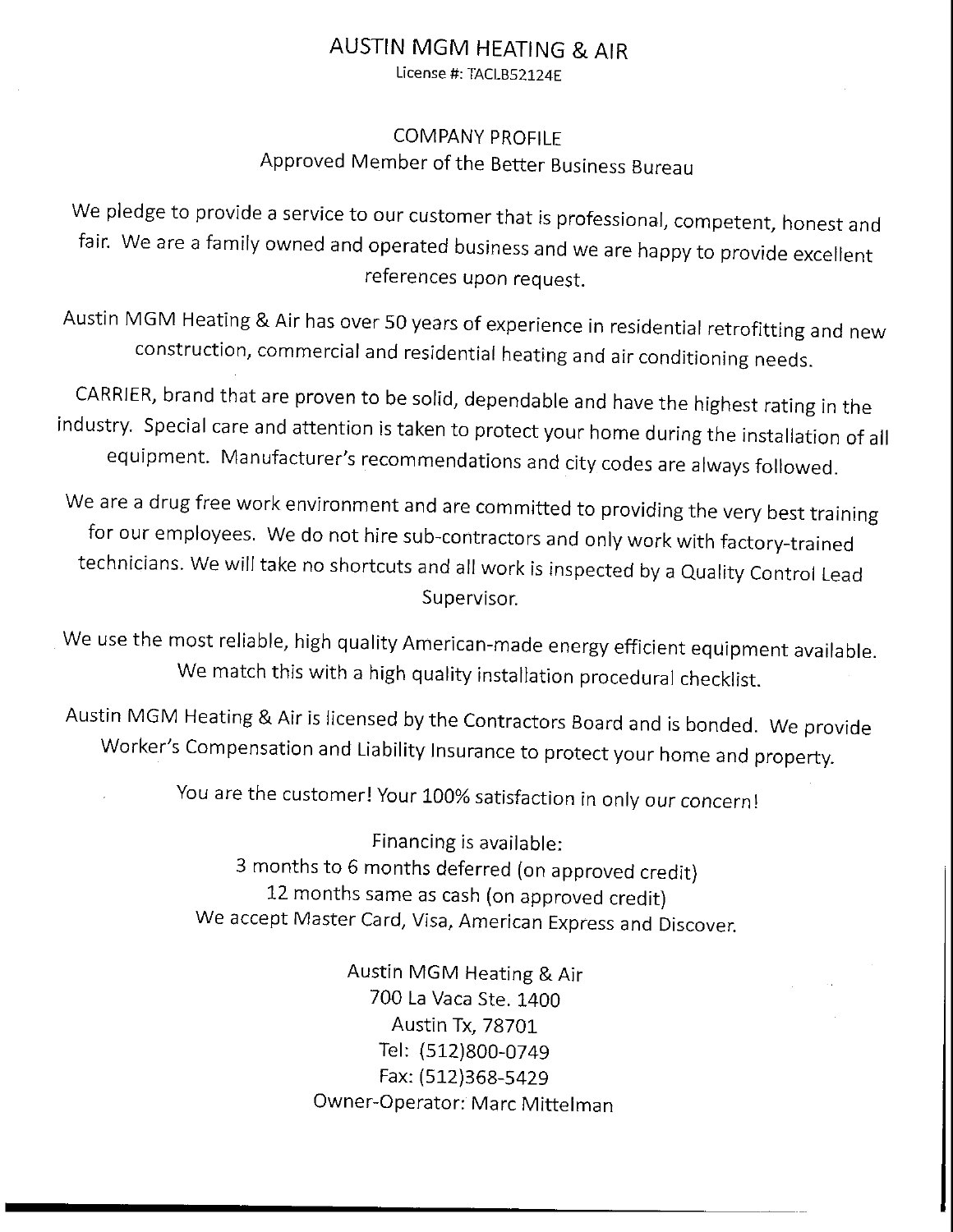# AUSTIN MGM HEATING & AIR

License #: TACLB52124E

## COMPANY PROFILE

Approved Member of the Better Business Bureau

We pledge to provide a service to our customer that is professional, competent, honest and fair. We are a family owned and operated business and we are happy to provide excellent references upon request.

Austin MGM Heating & Air has over 50 years of experience in residential retrofitting and new construction, commercial and residential heating and air conditioning needs.

CARRIER, brand that are proven to be solid, dependable and have the highest rating in the industry. Special care and attention is taken to protect your home during the installation of all equipment. Manufacturer's recommendations and city codes are always followed.

We are a drug free work environment and are committed to providing the very best training for our employees. We do not hire sub-contractors and only work with factory-trained technicians. We will take no shortcuts and all work is inspected by a Quality Control Lead Supervisor.

We use the most reliable, high quality American-made energy efficient equipment available. We match this with a high quality installation procedural checklist.

Austin MGM Heating & Air is licensed by the Contractors Board and is bonded. We provide Worker's Compensation and Liability Insurance to protect your home and property.

You are the customer! Your 100% satisfaction in only our concern!

Financing is available:
3 months to 6 months deferred (on approved credit)
12 months same as cash (on approved credit)
We accept Master Card, Visa, American Express and Discover.

Austin MGM Heating & Air
700 La Vaca Ste. 1400
Austin Tx, 78701
Tel: (512)800-0749
Fax: (512)368-5429
Owner-Operator: Marc Mittelman